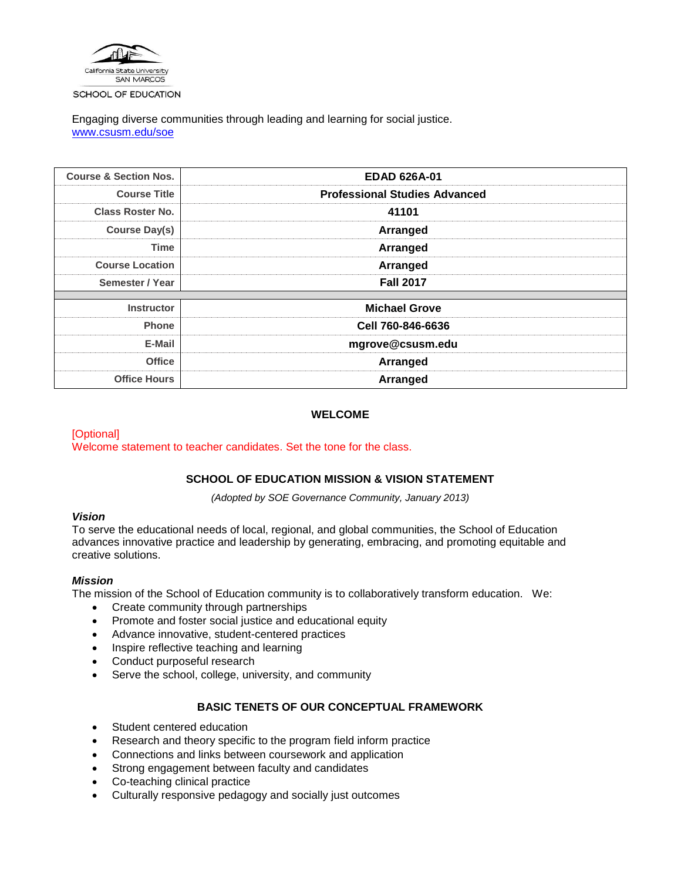California State University SAN MARCOS

SCHOOL OF EDUCATION

Engaging diverse communities through leading and learning for social justice.
www.csusm.edu/soe

| | |
|---|---|
| Course & Section Nos. | EDAD 626A-01 |
| Course Title | Professional Studies Advanced |
| Class Roster No. | 41101 |
| Course Day(s) | Arranged |
| Time | Arranged |
| Course Location | Arranged |
| Semester / Year | Fall 2017 |
| | |
| Instructor | Michael Grove |
| Phone | Cell 760-846-6636 |
| E-Mail | mgrove@csusm.edu |
| Office | Arranged |
| Office Hours | Arranged |

## WELCOME

[Optional]
Welcome statement to teacher candidates. Set the tone for the class.

## SCHOOL OF EDUCATION MISSION & VISION STATEMENT

*(Adopted by SOE Governance Community, January 2013)*

***Vision***
To serve the educational needs of local, regional, and global communities, the School of Education advances innovative practice and leadership by generating, embracing, and promoting equitable and creative solutions.

***Mission***
The mission of the School of Education community is to collaboratively transform education. We:

- Create community through partnerships
- Promote and foster social justice and educational equity
- Advance innovative, student-centered practices
- Inspire reflective teaching and learning
- Conduct purposeful research
- Serve the school, college, university, and community

## BASIC TENETS OF OUR CONCEPTUAL FRAMEWORK

- Student centered education
- Research and theory specific to the program field inform practice
- Connections and links between coursework and application
- Strong engagement between faculty and candidates
- Co-teaching clinical practice
- Culturally responsive pedagogy and socially just outcomes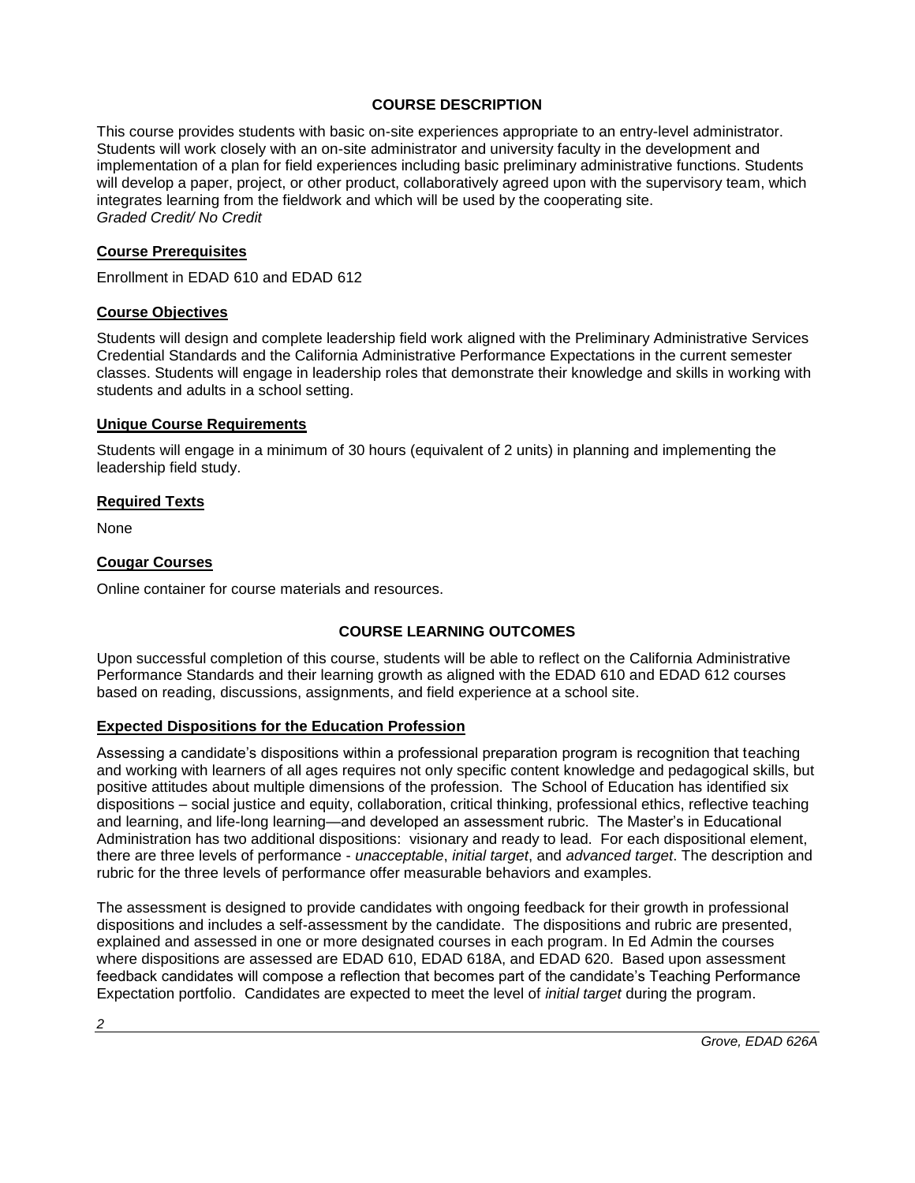## COURSE DESCRIPTION

This course provides students with basic on-site experiences appropriate to an entry-level administrator. Students will work closely with an on-site administrator and university faculty in the development and implementation of a plan for field experiences including basic preliminary administrative functions. Students will develop a paper, project, or other product, collaboratively agreed upon with the supervisory team, which integrates learning from the fieldwork and which will be used by the cooperating site.
*Graded Credit/ No Credit*

### Course Prerequisites

Enrollment in EDAD 610 and EDAD 612

### Course Objectives

Students will design and complete leadership field work aligned with the Preliminary Administrative Services Credential Standards and the California Administrative Performance Expectations in the current semester classes. Students will engage in leadership roles that demonstrate their knowledge and skills in working with students and adults in a school setting.

### Unique Course Requirements

Students will engage in a minimum of 30 hours (equivalent of 2 units) in planning and implementing the leadership field study.

### Required Texts

None

### Cougar Courses

Online container for course materials and resources.

## COURSE LEARNING OUTCOMES

Upon successful completion of this course, students will be able to reflect on the California Administrative Performance Standards and their learning growth as aligned with the EDAD 610 and EDAD 612 courses based on reading, discussions, assignments, and field experience at a school site.

### Expected Dispositions for the Education Profession

Assessing a candidate's dispositions within a professional preparation program is recognition that teaching and working with learners of all ages requires not only specific content knowledge and pedagogical skills, but positive attitudes about multiple dimensions of the profession. The School of Education has identified six dispositions – social justice and equity, collaboration, critical thinking, professional ethics, reflective teaching and learning, and life-long learning—and developed an assessment rubric. The Master's in Educational Administration has two additional dispositions: visionary and ready to lead. For each dispositional element, there are three levels of performance - *unacceptable*, *initial target*, and *advanced target*. The description and rubric for the three levels of performance offer measurable behaviors and examples.

The assessment is designed to provide candidates with ongoing feedback for their growth in professional dispositions and includes a self-assessment by the candidate. The dispositions and rubric are presented, explained and assessed in one or more designated courses in each program. In Ed Admin the courses where dispositions are assessed are EDAD 610, EDAD 618A, and EDAD 620. Based upon assessment feedback candidates will compose a reflection that becomes part of the candidate's Teaching Performance Expectation portfolio. Candidates are expected to meet the level of *initial target* during the program.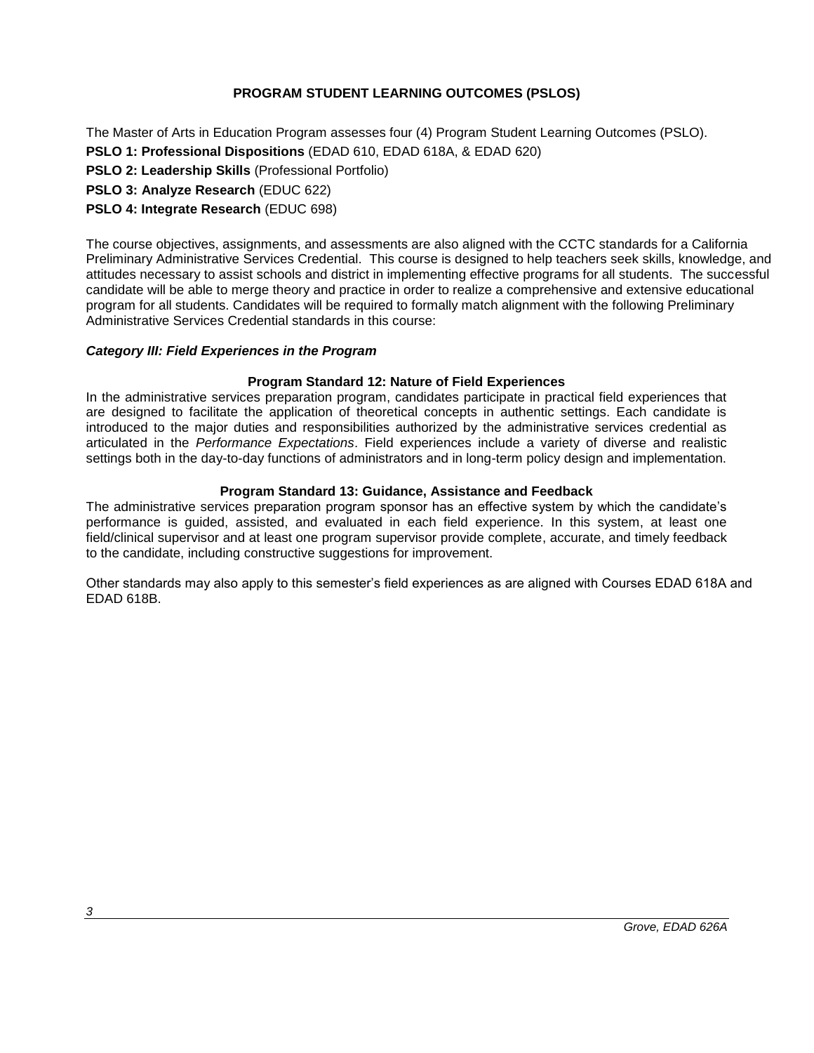## PROGRAM STUDENT LEARNING OUTCOMES (PSLOS)

The Master of Arts in Education Program assesses four (4) Program Student Learning Outcomes (PSLO).

**PSLO 1: Professional Dispositions** (EDAD 610, EDAD 618A, & EDAD 620)

**PSLO 2: Leadership Skills** (Professional Portfolio)

**PSLO 3: Analyze Research** (EDUC 622)

**PSLO 4: Integrate Research** (EDUC 698)

The course objectives, assignments, and assessments are also aligned with the CCTC standards for a California Preliminary Administrative Services Credential. This course is designed to help teachers seek skills, knowledge, and attitudes necessary to assist schools and district in implementing effective programs for all students. The successful candidate will be able to merge theory and practice in order to realize a comprehensive and extensive educational program for all students. Candidates will be required to formally match alignment with the following Preliminary Administrative Services Credential standards in this course:

***Category III: Field Experiences in the Program***

#### Program Standard 12: Nature of Field Experiences

In the administrative services preparation program, candidates participate in practical field experiences that are designed to facilitate the application of theoretical concepts in authentic settings. Each candidate is introduced to the major duties and responsibilities authorized by the administrative services credential as articulated in the *Performance Expectations*. Field experiences include a variety of diverse and realistic settings both in the day-to-day functions of administrators and in long-term policy design and implementation.

#### Program Standard 13: Guidance, Assistance and Feedback

The administrative services preparation program sponsor has an effective system by which the candidate's performance is guided, assisted, and evaluated in each field experience. In this system, at least one field/clinical supervisor and at least one program supervisor provide complete, accurate, and timely feedback to the candidate, including constructive suggestions for improvement.

Other standards may also apply to this semester's field experiences as are aligned with Courses EDAD 618A and EDAD 618B.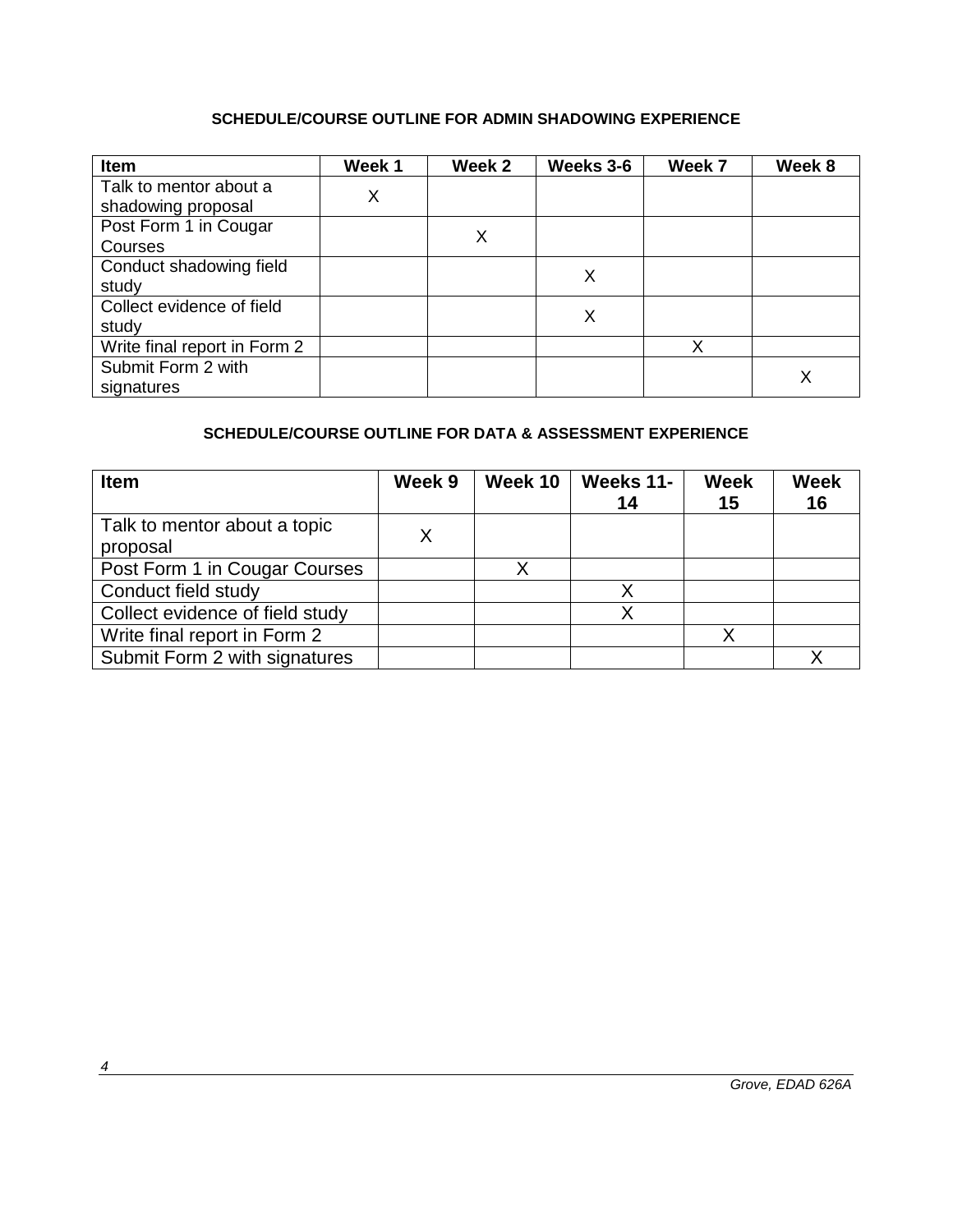## SCHEDULE/COURSE OUTLINE FOR ADMIN SHADOWING EXPERIENCE

| Item | Week 1 | Week 2 | Weeks 3-6 | Week 7 | Week 8 |
|---|---|---|---|---|---|
| Talk to mentor about a shadowing proposal | X | | | | |
| Post Form 1 in Cougar Courses | | X | | | |
| Conduct shadowing field study | | | X | | |
| Collect evidence of field study | | | X | | |
| Write final report in Form 2 | | | | X | |
| Submit Form 2 with signatures | | | | | X |

## SCHEDULE/COURSE OUTLINE FOR DATA & ASSESSMENT EXPERIENCE

| Item | Week 9 | Week 10 | Weeks 11-14 | Week 15 | Week 16 |
|---|---|---|---|---|---|
| Talk to mentor about a topic proposal | X | | | | |
| Post Form 1 in Cougar Courses | | X | | | |
| Conduct field study | | | X | | |
| Collect evidence of field study | | | X | | |
| Write final report in Form 2 | | | | X | |
| Submit Form 2 with signatures | | | | | X |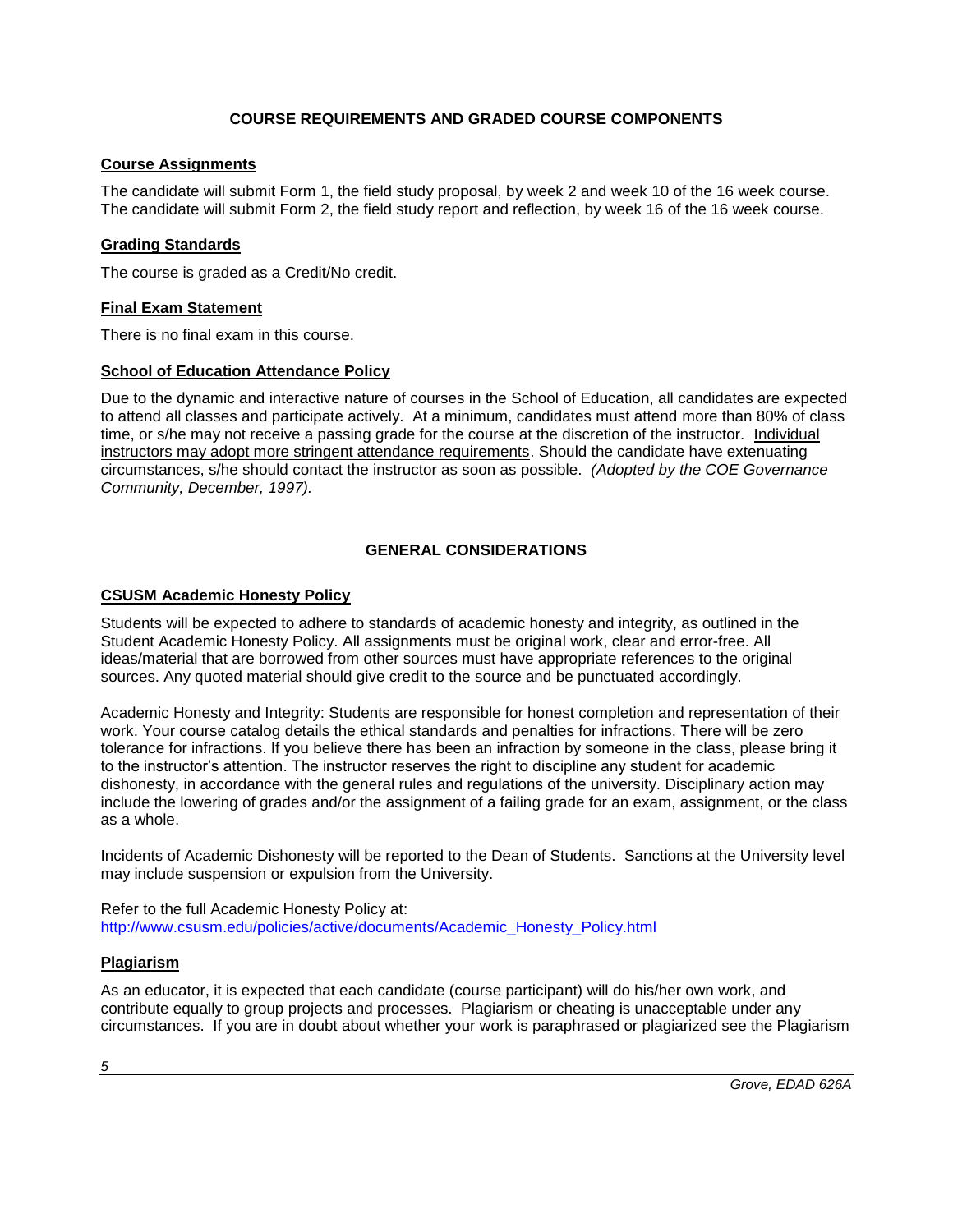## COURSE REQUIREMENTS AND GRADED COURSE COMPONENTS

### Course Assignments

The candidate will submit Form 1, the field study proposal, by week 2 and week 10 of the 16 week course. The candidate will submit Form 2, the field study report and reflection, by week 16 of the 16 week course.

### Grading Standards

The course is graded as a Credit/No credit.

### Final Exam Statement

There is no final exam in this course.

### School of Education Attendance Policy

Due to the dynamic and interactive nature of courses in the School of Education, all candidates are expected to attend all classes and participate actively. At a minimum, candidates must attend more than 80% of class time, or s/he may not receive a passing grade for the course at the discretion of the instructor. Individual instructors may adopt more stringent attendance requirements. Should the candidate have extenuating circumstances, s/he should contact the instructor as soon as possible. *(Adopted by the COE Governance Community, December, 1997).*

## GENERAL CONSIDERATIONS

### CSUSM Academic Honesty Policy

Students will be expected to adhere to standards of academic honesty and integrity, as outlined in the Student Academic Honesty Policy. All assignments must be original work, clear and error-free. All ideas/material that are borrowed from other sources must have appropriate references to the original sources. Any quoted material should give credit to the source and be punctuated accordingly.

Academic Honesty and Integrity: Students are responsible for honest completion and representation of their work. Your course catalog details the ethical standards and penalties for infractions. There will be zero tolerance for infractions. If you believe there has been an infraction by someone in the class, please bring it to the instructor's attention. The instructor reserves the right to discipline any student for academic dishonesty, in accordance with the general rules and regulations of the university. Disciplinary action may include the lowering of grades and/or the assignment of a failing grade for an exam, assignment, or the class as a whole.

Incidents of Academic Dishonesty will be reported to the Dean of Students. Sanctions at the University level may include suspension or expulsion from the University.

Refer to the full Academic Honesty Policy at:
http://www.csusm.edu/policies/active/documents/Academic_Honesty_Policy.html

### Plagiarism

As an educator, it is expected that each candidate (course participant) will do his/her own work, and contribute equally to group projects and processes. Plagiarism or cheating is unacceptable under any circumstances. If you are in doubt about whether your work is paraphrased or plagiarized see the Plagiarism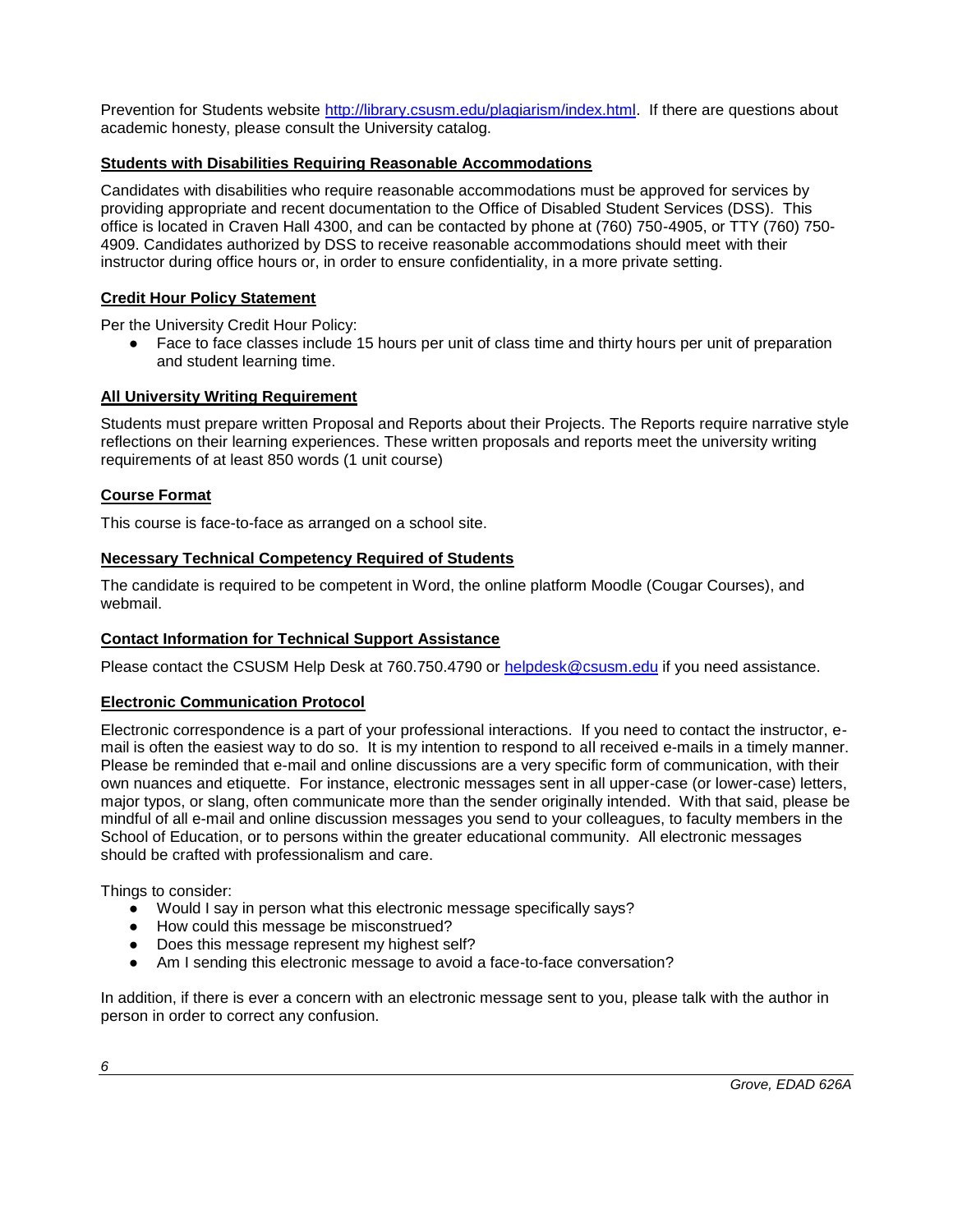Prevention for Students website http://library.csusm.edu/plagiarism/index.html. If there are questions about academic honesty, please consult the University catalog.

### Students with Disabilities Requiring Reasonable Accommodations

Candidates with disabilities who require reasonable accommodations must be approved for services by providing appropriate and recent documentation to the Office of Disabled Student Services (DSS). This office is located in Craven Hall 4300, and can be contacted by phone at (760) 750-4905, or TTY (760) 750-4909. Candidates authorized by DSS to receive reasonable accommodations should meet with their instructor during office hours or, in order to ensure confidentiality, in a more private setting.

### Credit Hour Policy Statement

Per the University Credit Hour Policy:

- Face to face classes include 15 hours per unit of class time and thirty hours per unit of preparation and student learning time.

### All University Writing Requirement

Students must prepare written Proposal and Reports about their Projects. The Reports require narrative style reflections on their learning experiences. These written proposals and reports meet the university writing requirements of at least 850 words (1 unit course)

### Course Format

This course is face-to-face as arranged on a school site.

### Necessary Technical Competency Required of Students

The candidate is required to be competent in Word, the online platform Moodle (Cougar Courses), and webmail.

### Contact Information for Technical Support Assistance

Please contact the CSUSM Help Desk at 760.750.4790 or helpdesk@csusm.edu if you need assistance.

### Electronic Communication Protocol

Electronic correspondence is a part of your professional interactions. If you need to contact the instructor, e-mail is often the easiest way to do so. It is my intention to respond to all received e-mails in a timely manner. Please be reminded that e-mail and online discussions are a very specific form of communication, with their own nuances and etiquette. For instance, electronic messages sent in all upper-case (or lower-case) letters, major typos, or slang, often communicate more than the sender originally intended. With that said, please be mindful of all e-mail and online discussion messages you send to your colleagues, to faculty members in the School of Education, or to persons within the greater educational community. All electronic messages should be crafted with professionalism and care.

Things to consider:

- Would I say in person what this electronic message specifically says?
- How could this message be misconstrued?
- Does this message represent my highest self?
- Am I sending this electronic message to avoid a face-to-face conversation?

In addition, if there is ever a concern with an electronic message sent to you, please talk with the author in person in order to correct any confusion.